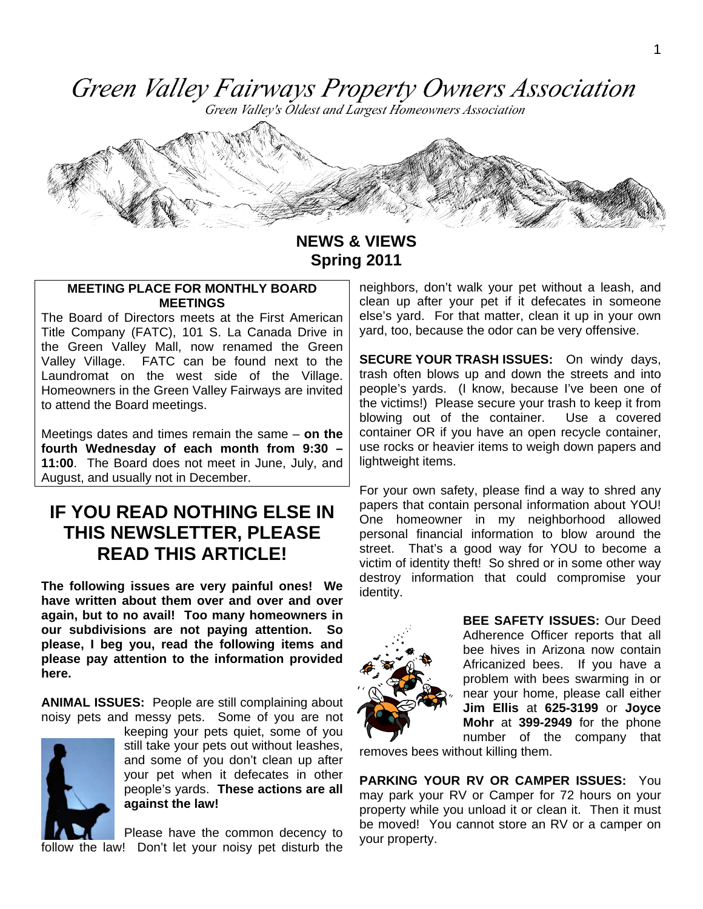# Green Valley Fairways Property Owners Association

*Green Valley's Oldest and Largest Homeowners Association*

## NEWS & VIEWS
## Spring 2011

**MEETING PLACE FOR MONTHLY BOARD MEETINGS**

The Board of Directors meets at the First American Title Company (FATC), 101 S. La Canada Drive in the Green Valley Mall, now renamed the Green Valley Village. FATC can be found next to the Laundromat on the west side of the Village. Homeowners in the Green Valley Fairways are invited to attend the Board meetings.

Meetings dates and times remain the same – **on the fourth Wednesday of each month from 9:30 – 11:00**. The Board does not meet in June, July, and August, and usually not in December.

## IF YOU READ NOTHING ELSE IN THIS NEWSLETTER, PLEASE READ THIS ARTICLE!

**The following issues are very painful ones! We have written about them over and over and over again, but to no avail! Too many homeowners in our subdivisions are not paying attention. So please, I beg you, read the following items and please pay attention to the information provided here.**

**ANIMAL ISSUES:** People are still complaining about noisy pets and messy pets. Some of you are not keeping your pets quiet, some of you still take your pets out without leashes, and some of you don't clean up after your pet when it defecates in other people's yards. **These actions are all against the law!**

Please have the common decency to follow the law! Don't let your noisy pet disturb the neighbors, don't walk your pet without a leash, and clean up after your pet if it defecates in someone else's yard. For that matter, clean it up in your own yard, too, because the odor can be very offensive.

**SECURE YOUR TRASH ISSUES:** On windy days, trash often blows up and down the streets and into people's yards. (I know, because I've been one of the victims!) Please secure your trash to keep it from blowing out of the container. Use a covered container OR if you have an open recycle container, use rocks or heavier items to weigh down papers and lightweight items.

For your own safety, please find a way to shred any papers that contain personal information about YOU! One homeowner in my neighborhood allowed personal financial information to blow around the street. That's a good way for YOU to become a victim of identity theft! So shred or in some other way destroy information that could compromise your identity.

**BEE SAFETY ISSUES:** Our Deed Adherence Officer reports that all bee hives in Arizona now contain Africanized bees. If you have a problem with bees swarming in or near your home, please call either **Jim Ellis** at **625-3199** or **Joyce Mohr** at **399-2949** for the phone number of the company that removes bees without killing them.

**PARKING YOUR RV OR CAMPER ISSUES:** You may park your RV or Camper for 72 hours on your property while you unload it or clean it. Then it must be moved! You cannot store an RV or a camper on your property.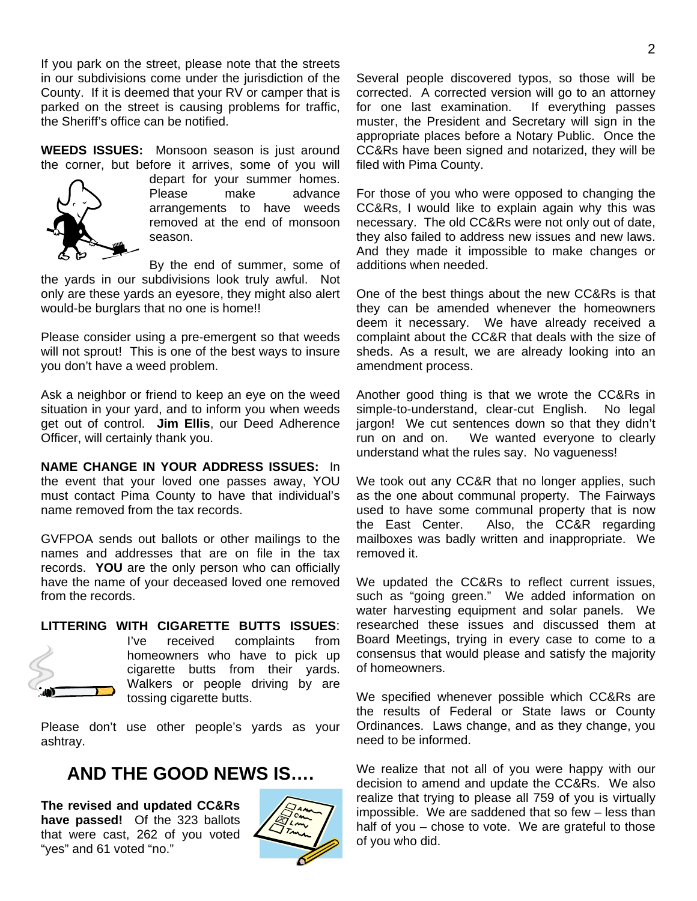If you park on the street, please note that the streets in our subdivisions come under the jurisdiction of the County. If it is deemed that your RV or camper that is parked on the street is causing problems for traffic, the Sheriff's office can be notified.

**WEEDS ISSUES:** Monsoon season is just around the corner, but before it arrives, some of you will depart for your summer homes. Please make advance arrangements to have weeds removed at the end of monsoon season.

By the end of summer, some of the yards in our subdivisions look truly awful. Not only are these yards an eyesore, they might also alert would-be burglars that no one is home!!

Please consider using a pre-emergent so that weeds will not sprout! This is one of the best ways to insure you don't have a weed problem.

Ask a neighbor or friend to keep an eye on the weed situation in your yard, and to inform you when weeds get out of control. **Jim Ellis**, our Deed Adherence Officer, will certainly thank you.

**NAME CHANGE IN YOUR ADDRESS ISSUES:** In the event that your loved one passes away, YOU must contact Pima County to have that individual's name removed from the tax records.

GVFPOA sends out ballots or other mailings to the names and addresses that are on file in the tax records. **YOU** are the only person who can officially have the name of your deceased loved one removed from the records.

**LITTERING WITH CIGARETTE BUTTS ISSUES**: I've received complaints from homeowners who have to pick up cigarette butts from their yards. Walkers or people driving by are tossing cigarette butts.

Please don't use other people's yards as your ashtray.

## AND THE GOOD NEWS IS….

**The revised and updated CC&Rs have passed!** Of the 323 ballots that were cast, 262 of you voted "yes" and 61 voted "no."

Several people discovered typos, so those will be corrected. A corrected version will go to an attorney for one last examination. If everything passes muster, the President and Secretary will sign in the appropriate places before a Notary Public. Once the CC&Rs have been signed and notarized, they will be filed with Pima County.

For those of you who were opposed to changing the CC&Rs, I would like to explain again why this was necessary. The old CC&Rs were not only out of date, they also failed to address new issues and new laws. And they made it impossible to make changes or additions when needed.

One of the best things about the new CC&Rs is that they can be amended whenever the homeowners deem it necessary. We have already received a complaint about the CC&R that deals with the size of sheds. As a result, we are already looking into an amendment process.

Another good thing is that we wrote the CC&Rs in simple-to-understand, clear-cut English. No legal jargon! We cut sentences down so that they didn't run on and on. We wanted everyone to clearly understand what the rules say. No vagueness!

We took out any CC&R that no longer applies, such as the one about communal property. The Fairways used to have some communal property that is now the East Center. Also, the CC&R regarding mailboxes was badly written and inappropriate. We removed it.

We updated the CC&Rs to reflect current issues, such as "going green." We added information on water harvesting equipment and solar panels. We researched these issues and discussed them at Board Meetings, trying in every case to come to a consensus that would please and satisfy the majority of homeowners.

We specified whenever possible which CC&Rs are the results of Federal or State laws or County Ordinances. Laws change, and as they change, you need to be informed.

We realize that not all of you were happy with our decision to amend and update the CC&Rs. We also realize that trying to please all 759 of you is virtually impossible. We are saddened that so few – less than half of you – chose to vote. We are grateful to those of you who did.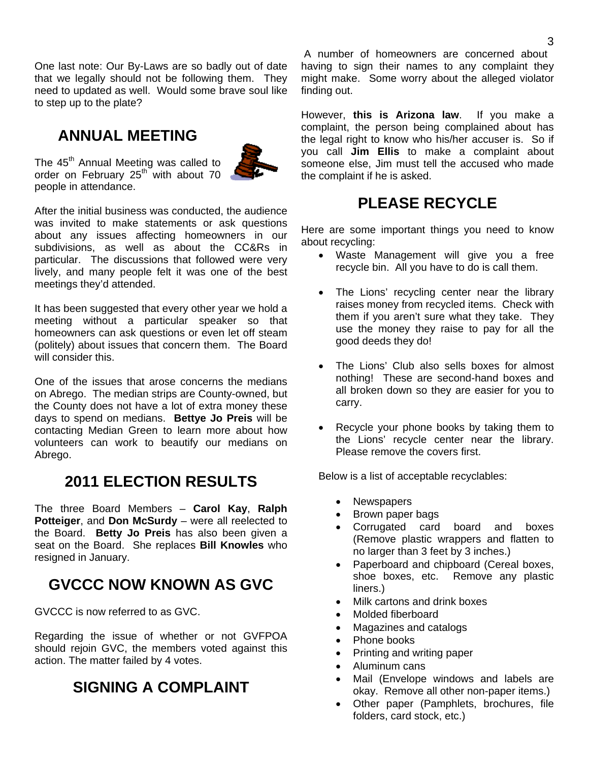One last note: Our By-Laws are so badly out of date that we legally should not be following them. They need to updated as well. Would some brave soul like to step up to the plate?

## ANNUAL MEETING

The 45th Annual Meeting was called to order on February 25th with about 70 people in attendance.

After the initial business was conducted, the audience was invited to make statements or ask questions about any issues affecting homeowners in our subdivisions, as well as about the CC&Rs in particular. The discussions that followed were very lively, and many people felt it was one of the best meetings they'd attended.

It has been suggested that every other year we hold a meeting without a particular speaker so that homeowners can ask questions or even let off steam (politely) about issues that concern them. The Board will consider this.

One of the issues that arose concerns the medians on Abrego. The median strips are County-owned, but the County does not have a lot of extra money these days to spend on medians. **Bettye Jo Preis** will be contacting Median Green to learn more about how volunteers can work to beautify our medians on Abrego.

## 2011 ELECTION RESULTS

The three Board Members – **Carol Kay**, **Ralph Potteiger**, and **Don McSurdy** – were all reelected to the Board. **Betty Jo Preis** has also been given a seat on the Board. She replaces **Bill Knowles** who resigned in January.

## GVCCC NOW KNOWN AS GVC

GVCCC is now referred to as GVC.

Regarding the issue of whether or not GVFPOA should rejoin GVC, the members voted against this action. The matter failed by 4 votes.

## SIGNING A COMPLAINT

A number of homeowners are concerned about having to sign their names to any complaint they might make. Some worry about the alleged violator finding out.

However, **this is Arizona law**. If you make a complaint, the person being complained about has the legal right to know who his/her accuser is. So if you call **Jim Ellis** to make a complaint about someone else, Jim must tell the accused who made the complaint if he is asked.

## PLEASE RECYCLE

Here are some important things you need to know about recycling:

- Waste Management will give you a free recycle bin. All you have to do is call them.
- The Lions' recycling center near the library raises money from recycled items. Check with them if you aren't sure what they take. They use the money they raise to pay for all the good deeds they do!
- The Lions' Club also sells boxes for almost nothing! These are second-hand boxes and all broken down so they are easier for you to carry.
- Recycle your phone books by taking them to the Lions' recycle center near the library. Please remove the covers first.

Below is a list of acceptable recyclables:

- Newspapers
- Brown paper bags
- Corrugated card board and boxes (Remove plastic wrappers and flatten to no larger than 3 feet by 3 inches.)
- Paperboard and chipboard (Cereal boxes, shoe boxes, etc. Remove any plastic liners.)
- Milk cartons and drink boxes
- Molded fiberboard
- Magazines and catalogs
- Phone books
- Printing and writing paper
- Aluminum cans
- Mail (Envelope windows and labels are okay. Remove all other non-paper items.)
- Other paper (Pamphlets, brochures, file folders, card stock, etc.)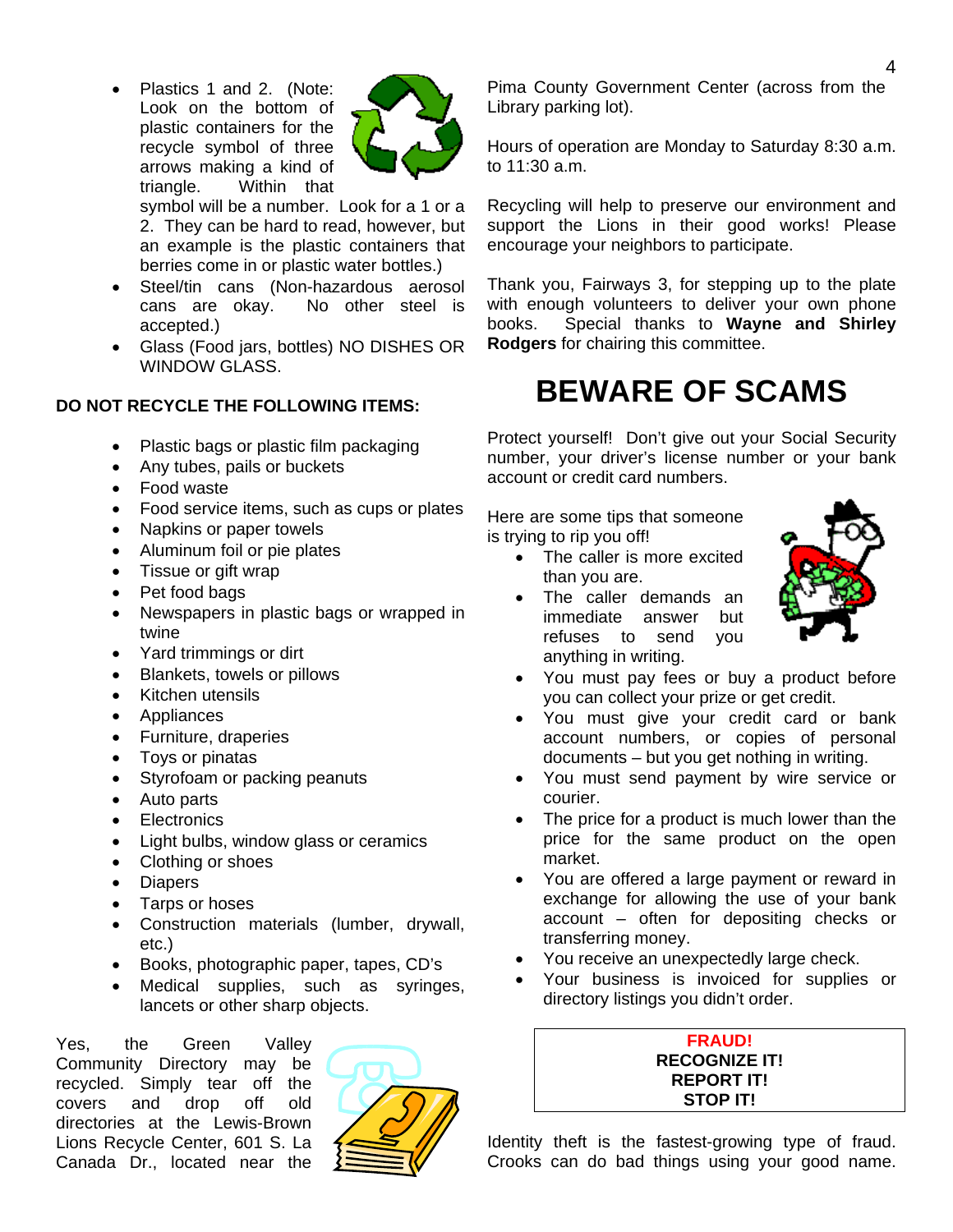- Plastics 1 and 2. (Note: Look on the bottom of plastic containers for the recycle symbol of three arrows making a kind of triangle. Within that symbol will be a number. Look for a 1 or a 2. They can be hard to read, however, but an example is the plastic containers that berries come in or plastic water bottles.)
- Steel/tin cans (Non-hazardous aerosol cans are okay. No other steel is accepted.)
- Glass (Food jars, bottles) NO DISHES OR WINDOW GLASS.

**DO NOT RECYCLE THE FOLLOWING ITEMS:**

- Plastic bags or plastic film packaging
- Any tubes, pails or buckets
- Food waste
- Food service items, such as cups or plates
- Napkins or paper towels
- Aluminum foil or pie plates
- Tissue or gift wrap
- Pet food bags
- Newspapers in plastic bags or wrapped in twine
- Yard trimmings or dirt
- Blankets, towels or pillows
- Kitchen utensils
- Appliances
- Furniture, draperies
- Toys or pinatas
- Styrofoam or packing peanuts
- Auto parts
- Electronics
- Light bulbs, window glass or ceramics
- Clothing or shoes
- Diapers
- Tarps or hoses
- Construction materials (lumber, drywall, etc.)
- Books, photographic paper, tapes, CD's
- Medical supplies, such as syringes, lancets or other sharp objects.

Yes, the Green Valley Community Directory may be recycled. Simply tear off the covers and drop off old directories at the Lewis-Brown Lions Recycle Center, 601 S. La Canada Dr., located near the Pima County Government Center (across from the Library parking lot).

Hours of operation are Monday to Saturday 8:30 a.m. to 11:30 a.m.

Recycling will help to preserve our environment and support the Lions in their good works! Please encourage your neighbors to participate.

Thank you, Fairways 3, for stepping up to the plate with enough volunteers to deliver your own phone books. Special thanks to **Wayne and Shirley Rodgers** for chairing this committee.

# BEWARE OF SCAMS

Protect yourself! Don't give out your Social Security number, your driver's license number or your bank account or credit card numbers.

Here are some tips that someone is trying to rip you off!

- The caller is more excited than you are.
- The caller demands an immediate answer but refuses to send you anything in writing.
- You must pay fees or buy a product before you can collect your prize or get credit.
- You must give your credit card or bank account numbers, or copies of personal documents – but you get nothing in writing.
- You must send payment by wire service or courier.
- The price for a product is much lower than the price for the same product on the open market.
- You are offered a large payment or reward in exchange for allowing the use of your bank account – often for depositing checks or transferring money.
- You receive an unexpectedly large check.
- Your business is invoiced for supplies or directory listings you didn't order.

**FRAUD!**
**RECOGNIZE IT!**
**REPORT IT!**
**STOP IT!**

Identity theft is the fastest-growing type of fraud. Crooks can do bad things using your good name.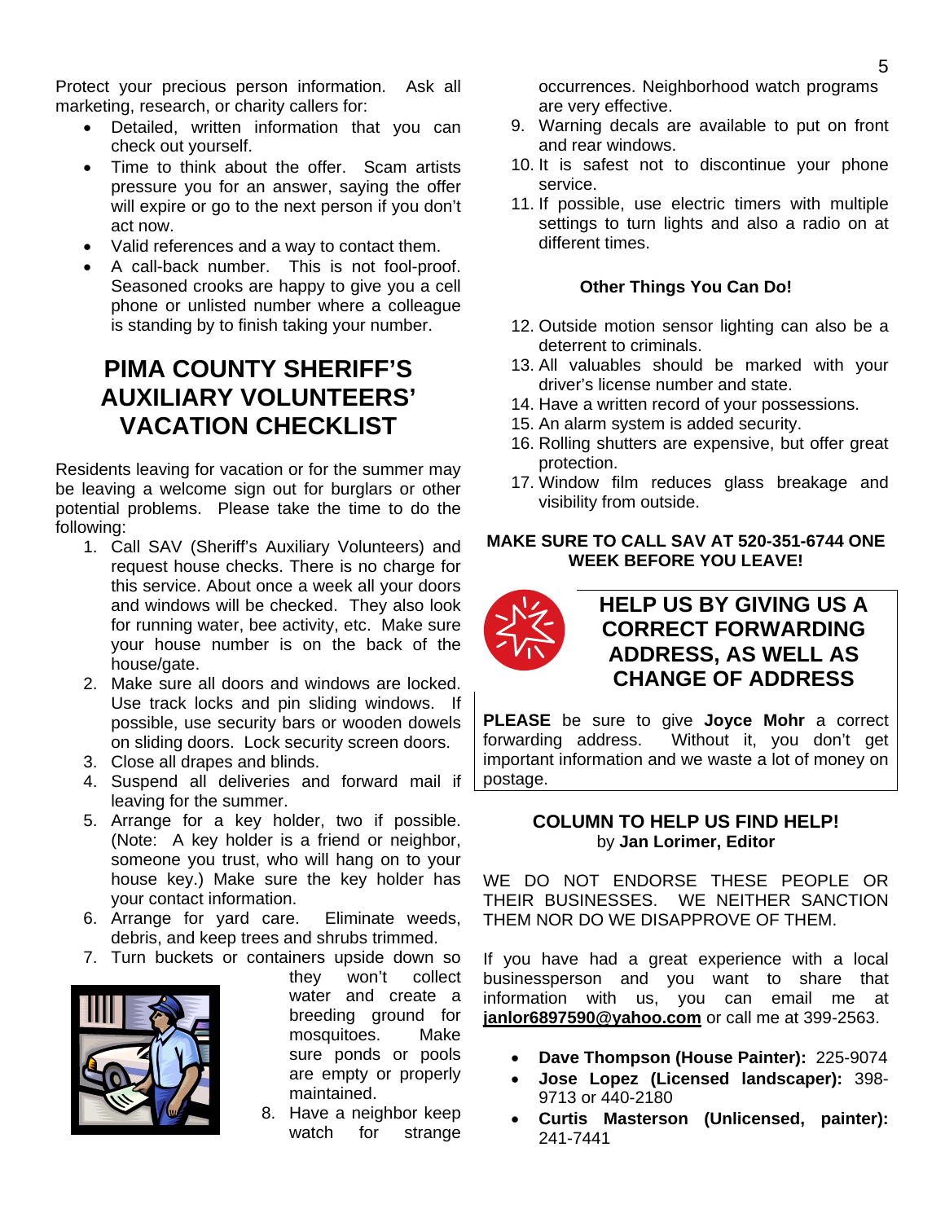Protect your precious person information. Ask all marketing, research, or charity callers for:

- Detailed, written information that you can check out yourself.
- Time to think about the offer. Scam artists pressure you for an answer, saying the offer will expire or go to the next person if you don't act now.
- Valid references and a way to contact them.
- A call-back number. This is not fool-proof. Seasoned crooks are happy to give you a cell phone or unlisted number where a colleague is standing by to finish taking your number.

# PIMA COUNTY SHERIFF'S AUXILIARY VOLUNTEERS' VACATION CHECKLIST

Residents leaving for vacation or for the summer may be leaving a welcome sign out for burglars or other potential problems. Please take the time to do the following:

1. Call SAV (Sheriff's Auxiliary Volunteers) and request house checks. There is no charge for this service. About once a week all your doors and windows will be checked. They also look for running water, bee activity, etc. Make sure your house number is on the back of the house/gate.
2. Make sure all doors and windows are locked. Use track locks and pin sliding windows. If possible, use security bars or wooden dowels on sliding doors. Lock security screen doors.
3. Close all drapes and blinds.
4. Suspend all deliveries and forward mail if leaving for the summer.
5. Arrange for a key holder, two if possible. (Note: A key holder is a friend or neighbor, someone you trust, who will hang on to your house key.) Make sure the key holder has your contact information.
6. Arrange for yard care. Eliminate weeds, debris, and keep trees and shrubs trimmed.
7. Turn buckets or containers upside down so they won't collect water and create a breeding ground for mosquitoes. Make sure ponds or pools are empty or properly maintained.
8. Have a neighbor keep watch for strange occurrences. Neighborhood watch programs are very effective.
9. Warning decals are available to put on front and rear windows.
10. It is safest not to discontinue your phone service.
11. If possible, use electric timers with multiple settings to turn lights and also a radio on at different times.

**Other Things You Can Do!**

12. Outside motion sensor lighting can also be a deterrent to criminals.
13. All valuables should be marked with your driver's license number and state.
14. Have a written record of your possessions.
15. An alarm system is added security.
16. Rolling shutters are expensive, but offer great protection.
17. Window film reduces glass breakage and visibility from outside.

**MAKE SURE TO CALL SAV AT 520-351-6744 ONE WEEK BEFORE YOU LEAVE!**

## HELP US BY GIVING US A CORRECT FORWARDING ADDRESS, AS WELL AS CHANGE OF ADDRESS

**PLEASE** be sure to give **Joyce Mohr** a correct forwarding address. Without it, you don't get important information and we waste a lot of money on postage.

## COLUMN TO HELP US FIND HELP!

by **Jan Lorimer, Editor**

WE DO NOT ENDORSE THESE PEOPLE OR THEIR BUSINESSES. WE NEITHER SANCTION THEM NOR DO WE DISAPPROVE OF THEM.

If you have had a great experience with a local businessperson and you want to share that information with us, you can email me at **janlor6897590@yahoo.com** or call me at 399-2563.

- **Dave Thompson (House Painter):** 225-9074
- **Jose Lopez (Licensed landscaper):** 398-9713 or 440-2180
- **Curtis Masterson (Unlicensed, painter):** 241-7441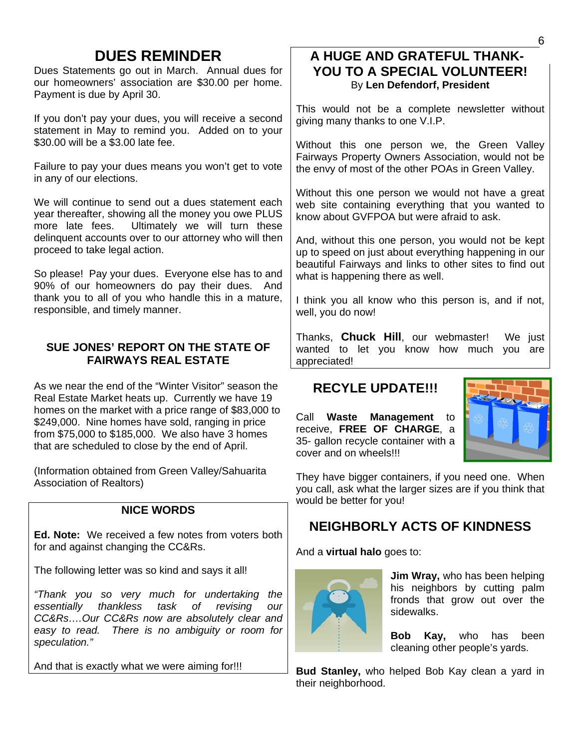# DUES REMINDER

Dues Statements go out in March. Annual dues for our homeowners' association are $30.00 per home. Payment is due by April 30.

If you don't pay your dues, you will receive a second statement in May to remind you. Added on to your $30.00 will be a $3.00 late fee.

Failure to pay your dues means you won't get to vote in any of our elections.

We will continue to send out a dues statement each year thereafter, showing all the money you owe PLUS more late fees. Ultimately we will turn these delinquent accounts over to our attorney who will then proceed to take legal action.

So please! Pay your dues. Everyone else has to and 90% of our homeowners do pay their dues. And thank you to all of you who handle this in a mature, responsible, and timely manner.

### SUE JONES' REPORT ON THE STATE OF FAIRWAYS REAL ESTATE

As we near the end of the "Winter Visitor" season the Real Estate Market heats up. Currently we have 19 homes on the market with a price range of $83,000 to $249,000. Nine homes have sold, ranging in price from $75,000 to $185,000. We also have 3 homes that are scheduled to close by the end of April.

(Information obtained from Green Valley/Sahuarita Association of Realtors)

### NICE WORDS

**Ed. Note:** We received a few notes from voters both for and against changing the CC&Rs.

The following letter was so kind and says it all!

*"Thank you so very much for undertaking the essentially thankless task of revising our CC&Rs….Our CC&Rs now are absolutely clear and easy to read. There is no ambiguity or room for speculation."*

And that is exactly what we were aiming for!!!

## A HUGE AND GRATEFUL THANK-YOU TO A SPECIAL VOLUNTEER!

By **Len Defendorf, President**

This would not be a complete newsletter without giving many thanks to one V.I.P.

Without this one person we, the Green Valley Fairways Property Owners Association, would not be the envy of most of the other POAs in Green Valley.

Without this one person we would not have a great web site containing everything that you wanted to know about GVFPOA but were afraid to ask.

And, without this one person, you would not be kept up to speed on just about everything happening in our beautiful Fairways and links to other sites to find out what is happening there as well.

I think you all know who this person is, and if not, well, you do now!

Thanks, **Chuck Hill**, our webmaster! We just wanted to let you know how much you are appreciated!

## RECYLE UPDATE!!!

Call **Waste Management** to receive, **FREE OF CHARGE**, a 35- gallon recycle container with a cover and on wheels!!!

They have bigger containers, if you need one. When you call, ask what the larger sizes are if you think that would be better for you!

## NEIGHBORLY ACTS OF KINDNESS

And a **virtual halo** goes to:

**Jim Wray,** who has been helping his neighbors by cutting palm fronds that grow out over the sidewalks.

**Bob Kay,** who has been cleaning other people's yards.

**Bud Stanley,** who helped Bob Kay clean a yard in their neighborhood.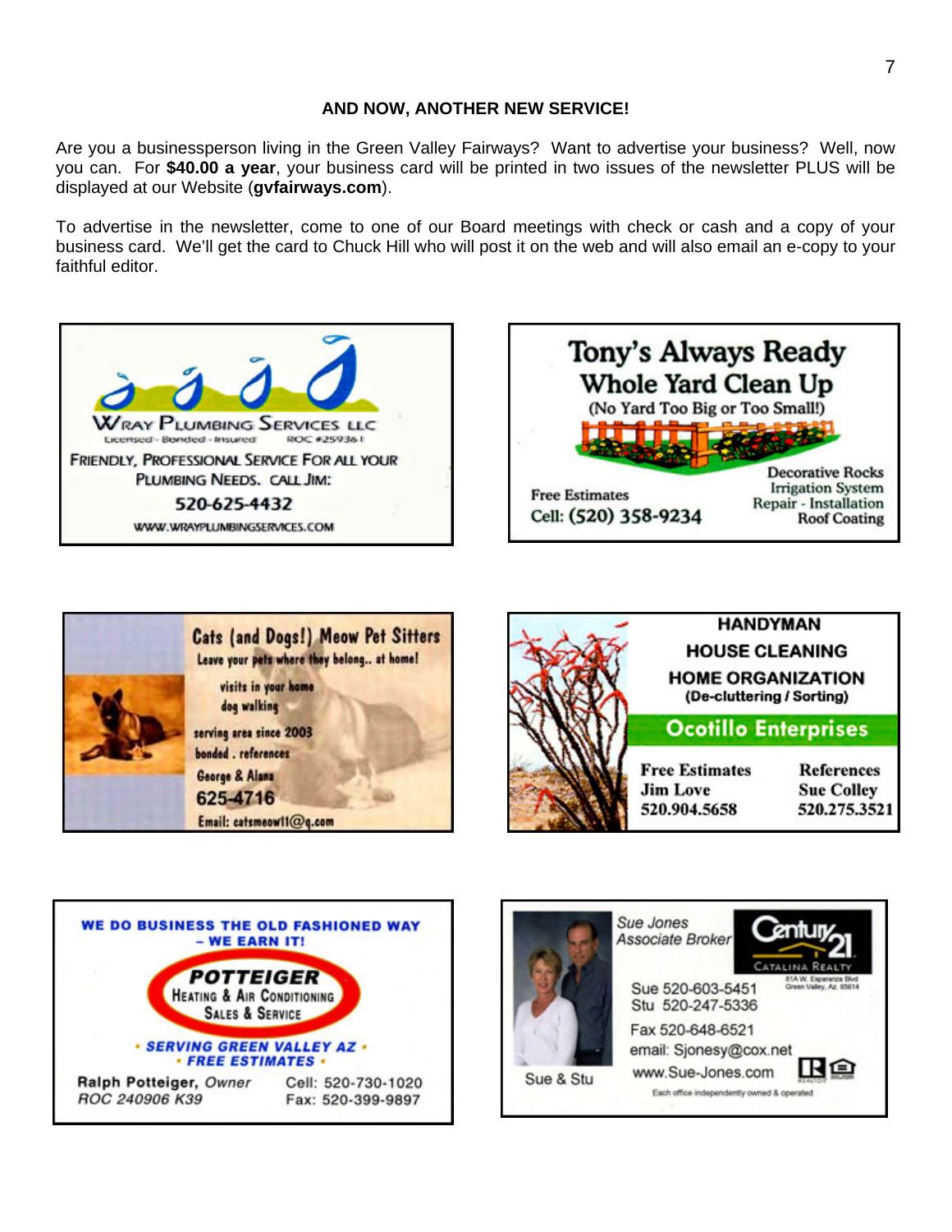## AND NOW, ANOTHER NEW SERVICE!

Are you a businessperson living in the Green Valley Fairways? Want to advertise your business? Well, now you can. For **$40.00 a year**, your business card will be printed in two issues of the newsletter PLUS will be displayed at our Website (**gvfairways.com**).

To advertise in the newsletter, come to one of our Board meetings with check or cash and a copy of your business card. We'll get the card to Chuck Hill who will post it on the web and will also email an e-copy to your faithful editor.

---

**WRAY PLUMBING SERVICES LLC**
Licensed - Bonded - Insured ROC #259361
FRIENDLY, PROFESSIONAL SERVICE FOR ALL YOUR PLUMBING NEEDS. CALL JIM:
520-625-4432
WWW.WRAYPLUMBINGSERVICES.COM

---

**Tony's Always Ready Whole Yard Clean Up**
(No Yard Too Big or Too Small!)
Free Estimates
Cell: (520) 358-9234
Decorative Rocks
Irrigation System
Repair - Installation
Roof Coating

---

**Cats (and Dogs!) Meow Pet Sitters**
Leave your pets where they belong.. at home!
visits in your home
dog walking
serving area since 2003
bonded . references
George & Alana
625-4716
Email: catsmeow11@q.com

---

**HANDYMAN**
**HOUSE CLEANING**
**HOME ORGANIZATION**
(De-cluttering / Sorting)
**Ocotillo Enterprises**
Free Estimates
Jim Love
520.904.5658
References
Sue Colley
520.275.3521

---

WE DO BUSINESS THE OLD FASHIONED WAY – WE EARN IT!
**POTTEIGER**
HEATING & AIR CONDITIONING
SALES & SERVICE
• SERVING GREEN VALLEY AZ •
• FREE ESTIMATES •
Ralph Potteiger, *Owner*
ROC 240906 K39
Cell: 520-730-1020
Fax: 520-399-9897

---

*Sue Jones*
*Associate Broker*
Century 21 Catalina Realty
81A W. Esperanza Blvd Green Valley, Az. 85614
Sue 520-603-5451
Stu 520-247-5336
Fax 520-648-6521
email: Sjonesy@cox.net
www.Sue-Jones.com
Sue & Stu
Each office independently owned & operated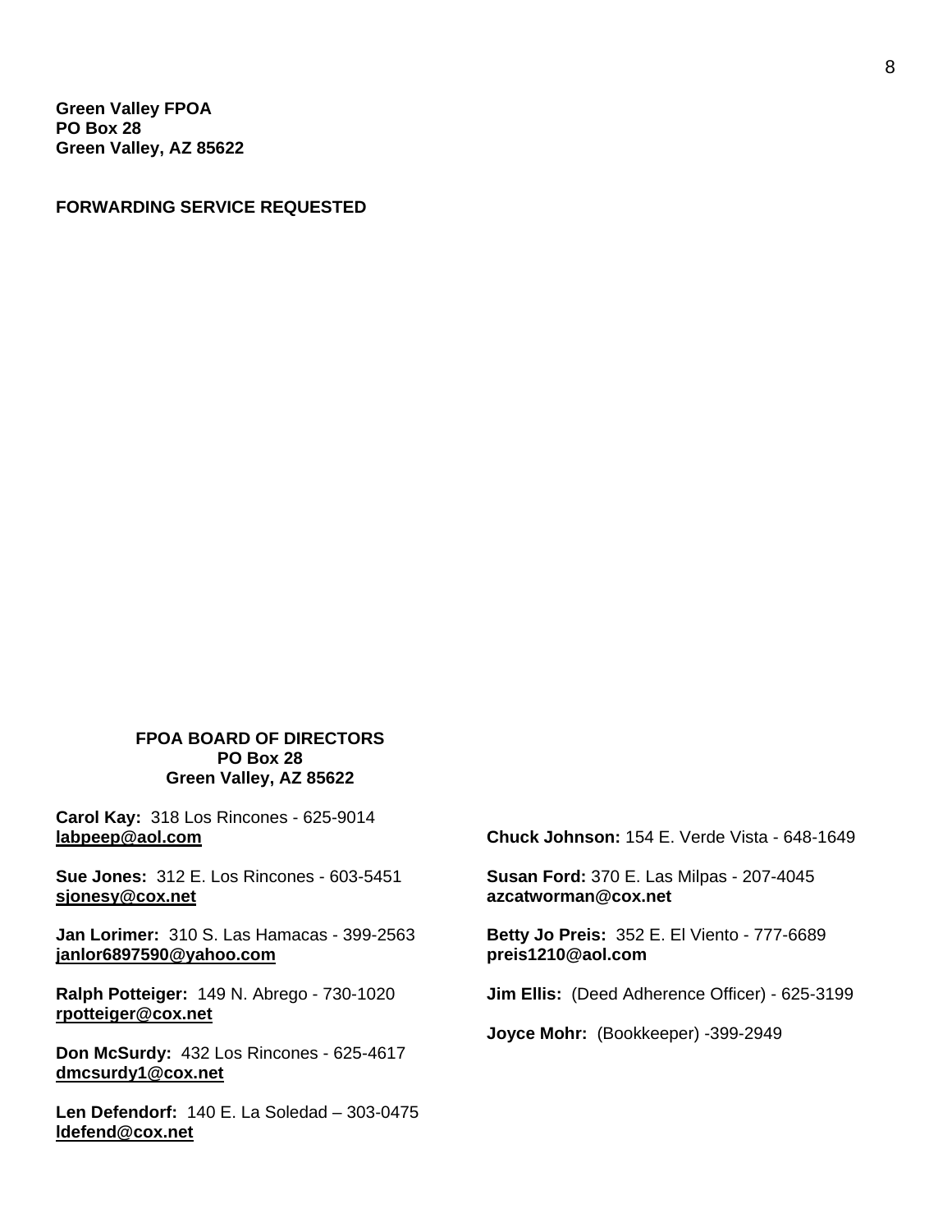**Green Valley FPOA**
**PO Box 28**
**Green Valley, AZ 85622**

**FORWARDING SERVICE REQUESTED**

**FPOA BOARD OF DIRECTORS**
**PO Box 28**
**Green Valley, AZ 85622**

**Carol Kay:** 318 Los Rincones - 625-9014
**labpeep@aol.com**

**Sue Jones:** 312 E. Los Rincones - 603-5451
**sjonesy@cox.net**

**Jan Lorimer:** 310 S. Las Hamacas - 399-2563
**janlor6897590@yahoo.com**

**Ralph Potteiger:** 149 N. Abrego - 730-1020
**rpotteiger@cox.net**

**Don McSurdy:** 432 Los Rincones - 625-4617
**dmcsurdy1@cox.net**

**Len Defendorf:** 140 E. La Soledad – 303-0475
**ldefend@cox.net**

**Chuck Johnson:** 154 E. Verde Vista - 648-1649

**Susan Ford:** 370 E. Las Milpas - 207-4045
**azcatworman@cox.net**

**Betty Jo Preis:** 352 E. El Viento - 777-6689
**preis1210@aol.com**

**Jim Ellis:** (Deed Adherence Officer) - 625-3199

**Joyce Mohr:** (Bookkeeper) -399-2949